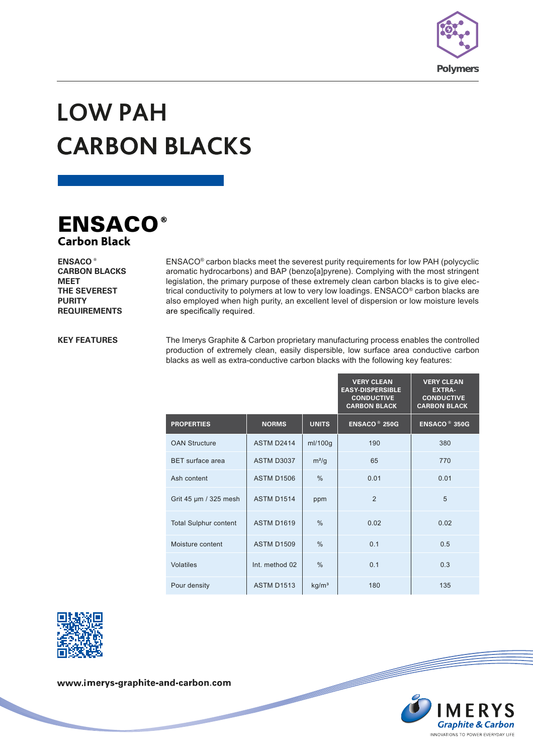Polymers

# LOW PAH CARBON BLACKS

## ENSACO®

### Carbon Black

**ENSACO® CARBON BLACKS MEET THE SEVEREST PURITY REQUIREMENTS**

ENSACO® carbon blacks meet the severest purity requirements for low PAH (polycyclic aromatic hydrocarbons) and BAP (benzo[a]pyrene). Complying with the most stringent legislation, the primary purpose of these extremely clean carbon blacks is to give electrical conductivity to polymers at low to very low loadings. ENSACO® carbon blacks are also employed when high purity, an excellent level of dispersion or low moisture levels are specifically required.

**KEY FEATURES**

The Imerys Graphite & Carbon proprietary manufacturing process enables the controlled production of extremely clean, easily dispersible, low surface area conductive carbon blacks as well as extra-conductive carbon blacks with the following key features:

| | | | VERY CLEAN EASY-DISPERSIBLE CONDUCTIVE CARBON BLACK | VERY CLEAN EXTRA-CONDUCTIVE CARBON BLACK |
|---|---|---|---|---|
| **PROPERTIES** | **NORMS** | **UNITS** | **ENSACO® 250G** | **ENSACO® 350G** |
| OAN Structure | ASTM D2414 | ml/100g | 190 | 380 |
| BET surface area | ASTM D3037 | m²/g | 65 | 770 |
| Ash content | ASTM D1506 | % | 0.01 | 0.01 |
| Grit 45 µm / 325 mesh | ASTM D1514 | ppm | 2 | 5 |
| Total Sulphur content | ASTM D1619 | % | 0.02 | 0.02 |
| Moisture content | ASTM D1509 | % | 0.1 | 0.5 |
| Volatiles | Int. method 02 | % | 0.1 | 0.3 |
| Pour density | ASTM D1513 | kg/m³ | 180 | 135 |

www.imerys-graphite-and-carbon.com

IMERYS Graphite & Carbon
INNOVATIONS TO POWER EVERYDAY LIFE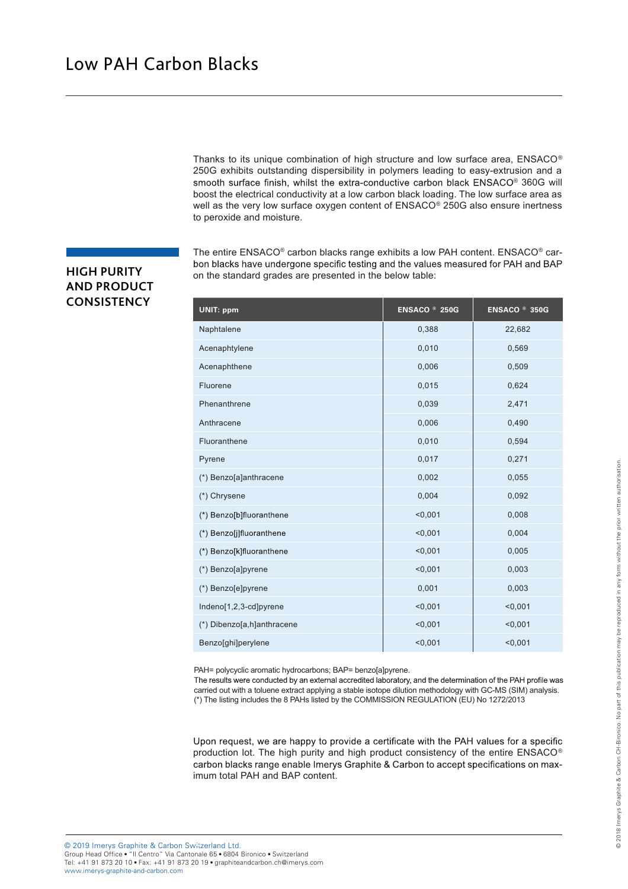# Low PAH Carbon Blacks

Thanks to its unique combination of high structure and low surface area, ENSACO® 250G exhibits outstanding dispersibility in polymers leading to easy-extrusion and a smooth surface finish, whilst the extra-conductive carbon black ENSACO® 360G will boost the electrical conductivity at a low carbon black loading. The low surface area as well as the very low surface oxygen content of ENSACO® 250G also ensure inertness to peroxide and moisture.

## HIGH PURITY AND PRODUCT CONSISTENCY

The entire ENSACO® carbon blacks range exhibits a low PAH content. ENSACO® carbon blacks have undergone specific testing and the values measured for PAH and BAP on the standard grades are presented in the below table:

| UNIT: ppm | ENSACO ® 250G | ENSACO ® 350G |
| --- | --- | --- |
| Naphtalene | 0,388 | 22,682 |
| Acenaphtylene | 0,010 | 0,569 |
| Acenaphthene | 0,006 | 0,509 |
| Fluorene | 0,015 | 0,624 |
| Phenanthrene | 0,039 | 2,471 |
| Anthracene | 0,006 | 0,490 |
| Fluoranthene | 0,010 | 0,594 |
| Pyrene | 0,017 | 0,271 |
| (*) Benzo[a]anthracene | 0,002 | 0,055 |
| (*) Chrysene | 0,004 | 0,092 |
| (*) Benzo[b]fluoranthene | <0,001 | 0,008 |
| (*) Benzo[j]fluoranthene | <0,001 | 0,004 |
| (*) Benzo[k]fluoranthene | <0,001 | 0,005 |
| (*) Benzo[a]pyrene | <0,001 | 0,003 |
| (*) Benzo[e]pyrene | 0,001 | 0,003 |
| Indeno[1,2,3-cd]pyrene | <0,001 | <0,001 |
| (*) Dibenzo[a,h]anthracene | <0,001 | <0,001 |
| Benzo[ghi]perylene | <0,001 | <0,001 |

PAH= polycyclic aromatic hydrocarbons; BAP= benzo[a]pyrene.
The results were conducted by an external accredited laboratory, and the determination of the PAH profile was carried out with a toluene extract applying a stable isotope dilution methodology with GC-MS (SIM) analysis.
(*) The listing includes the 8 PAHs listed by the COMMISSION REGULATION (EU) No 1272/2013

Upon request, we are happy to provide a certificate with the PAH values for a specific production lot. The high purity and high product consistency of the entire ENSACO® carbon blacks range enable Imerys Graphite & Carbon to accept specifications on maximum total PAH and BAP content.

© 2019 Imerys Graphite & Carbon Switzerland Ltd.
Group Head Office • "Il Centro" Via Cantonale 65 • 6804 Bironico • Switzerland
Tel: +41 91 873 20 10 • Fax: +41 91 873 20 19 • graphiteandcarbon.ch@imerys.com
www.imerys-graphite-and-carbon.com

© 2018 Imerys Graphite & Carbon CH-Bironico. No part of this publication may be reproduced in any form without the prior written authorisation.